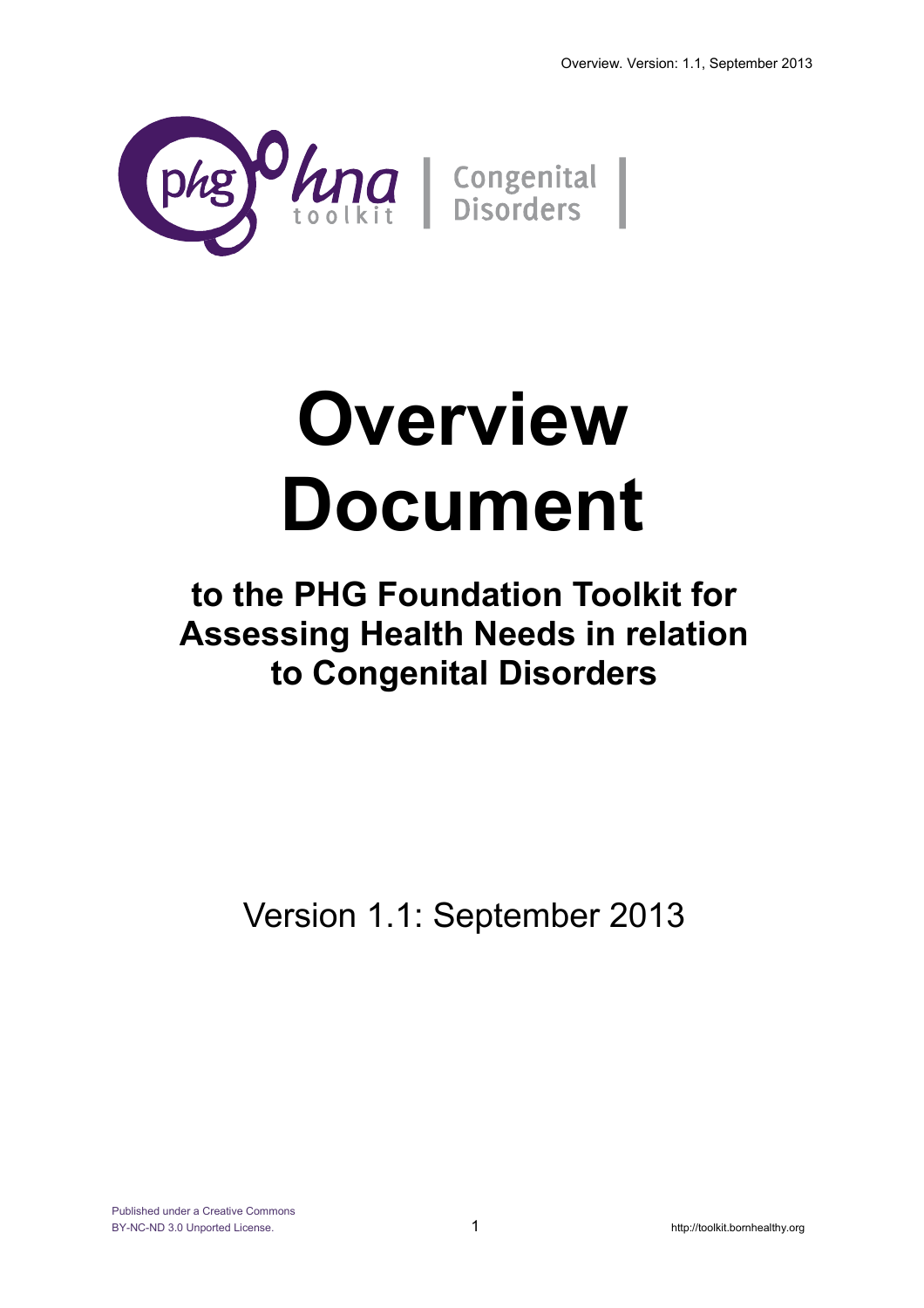phg hna toolkit | Congenital Disorders

# Overview Document

## to the PHG Foundation Toolkit for Assessing Health Needs in relation to Congenital Disorders

Version 1.1: September 2013

Published under a Creative Commons BY-NC-ND 3.0 Unported License.

http://toolkit.bornhealthy.org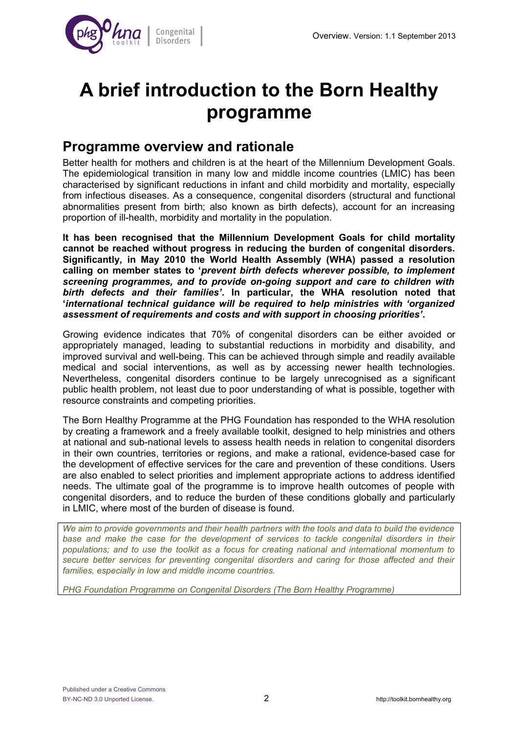# A brief introduction to the Born Healthy programme

## Programme overview and rationale

Better health for mothers and children is at the heart of the Millennium Development Goals. The epidemiological transition in many low and middle income countries (LMIC) has been characterised by significant reductions in infant and child morbidity and mortality, especially from infectious diseases. As a consequence, congenital disorders (structural and functional abnormalities present from birth; also known as birth defects), account for an increasing proportion of ill-health, morbidity and mortality in the population.

**It has been recognised that the Millennium Development Goals for child mortality cannot be reached without progress in reducing the burden of congenital disorders. Significantly, in May 2010 the World Health Assembly (WHA) passed a resolution calling on member states to '*prevent birth defects wherever possible, to implement screening programmes, and to provide on-going support and care to children with birth defects and their families*'. In particular, the WHA resolution noted that '*international technical guidance will be required to help ministries with 'organized assessment of requirements and costs and with support in choosing priorities'*.**

Growing evidence indicates that 70% of congenital disorders can be either avoided or appropriately managed, leading to substantial reductions in morbidity and disability, and improved survival and well-being. This can be achieved through simple and readily available medical and social interventions, as well as by accessing newer health technologies. Nevertheless, congenital disorders continue to be largely unrecognised as a significant public health problem, not least due to poor understanding of what is possible, together with resource constraints and competing priorities.

The Born Healthy Programme at the PHG Foundation has responded to the WHA resolution by creating a framework and a freely available toolkit, designed to help ministries and others at national and sub-national levels to assess health needs in relation to congenital disorders in their own countries, territories or regions, and make a rational, evidence-based case for the development of effective services for the care and prevention of these conditions. Users are also enabled to select priorities and implement appropriate actions to address identified needs. The ultimate goal of the programme is to improve health outcomes of people with congenital disorders, and to reduce the burden of these conditions globally and particularly in LMIC, where most of the burden of disease is found.

> *We aim to provide governments and their health partners with the tools and data to build the evidence base and make the case for the development of services to tackle congenital disorders in their populations; and to use the toolkit as a focus for creating national and international momentum to secure better services for preventing congenital disorders and caring for those affected and their families, especially in low and middle income countries.*
>
> *PHG Foundation Programme on Congenital Disorders (The Born Healthy Programme)*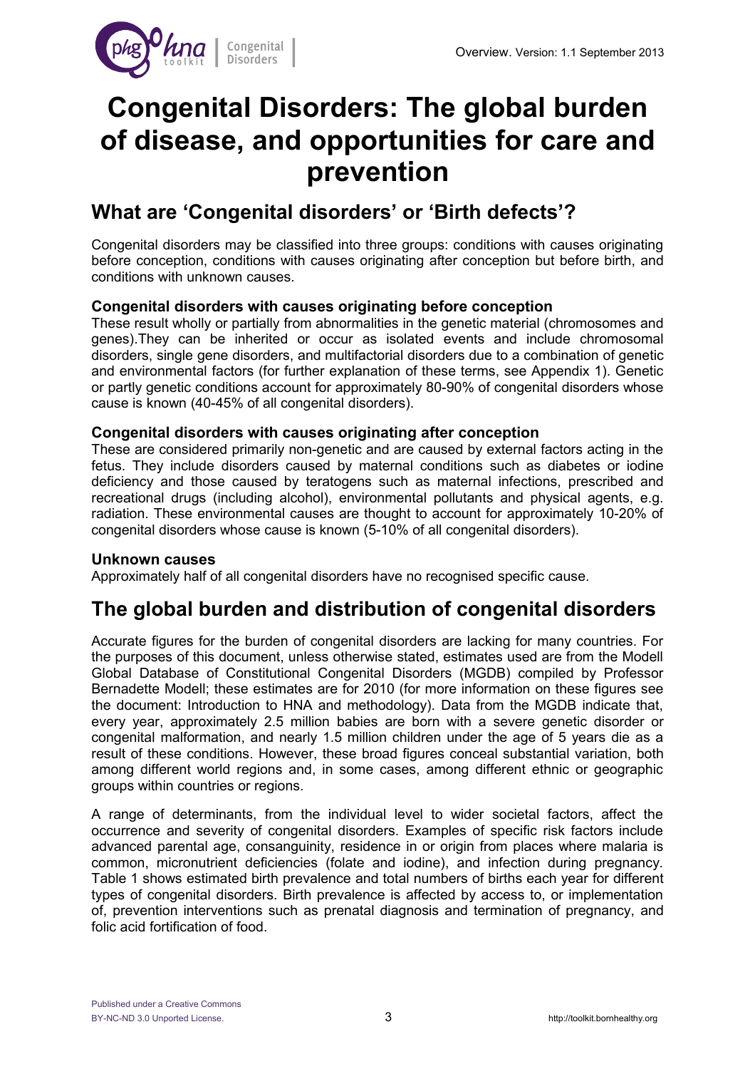# Congenital Disorders: The global burden of disease, and opportunities for care and prevention

## What are 'Congenital disorders' or 'Birth defects'?

Congenital disorders may be classified into three groups: conditions with causes originating before conception, conditions with causes originating after conception but before birth, and conditions with unknown causes.

### Congenital disorders with causes originating before conception

These result wholly or partially from abnormalities in the genetic material (chromosomes and genes).They can be inherited or occur as isolated events and include chromosomal disorders, single gene disorders, and multifactorial disorders due to a combination of genetic and environmental factors (for further explanation of these terms, see Appendix 1). Genetic or partly genetic conditions account for approximately 80-90% of congenital disorders whose cause is known (40-45% of all congenital disorders).

### Congenital disorders with causes originating after conception

These are considered primarily non-genetic and are caused by external factors acting in the fetus. They include disorders caused by maternal conditions such as diabetes or iodine deficiency and those caused by teratogens such as maternal infections, prescribed and recreational drugs (including alcohol), environmental pollutants and physical agents, e.g. radiation. These environmental causes are thought to account for approximately 10-20% of congenital disorders whose cause is known (5-10% of all congenital disorders).

### Unknown causes

Approximately half of all congenital disorders have no recognised specific cause.

## The global burden and distribution of congenital disorders

Accurate figures for the burden of congenital disorders are lacking for many countries. For the purposes of this document, unless otherwise stated, estimates used are from the Modell Global Database of Constitutional Congenital Disorders (MGDB) compiled by Professor Bernadette Modell; these estimates are for 2010 (for more information on these figures see the document: Introduction to HNA and methodology). Data from the MGDB indicate that, every year, approximately 2.5 million babies are born with a severe genetic disorder or congenital malformation, and nearly 1.5 million children under the age of 5 years die as a result of these conditions. However, these broad figures conceal substantial variation, both among different world regions and, in some cases, among different ethnic or geographic groups within countries or regions.

A range of determinants, from the individual level to wider societal factors, affect the occurrence and severity of congenital disorders. Examples of specific risk factors include advanced parental age, consanguinity, residence in or origin from places where malaria is common, micronutrient deficiencies (folate and iodine), and infection during pregnancy. Table 1 shows estimated birth prevalence and total numbers of births each year for different types of congenital disorders. Birth prevalence is affected by access to, or implementation of, prevention interventions such as prenatal diagnosis and termination of pregnancy, and folic acid fortification of food.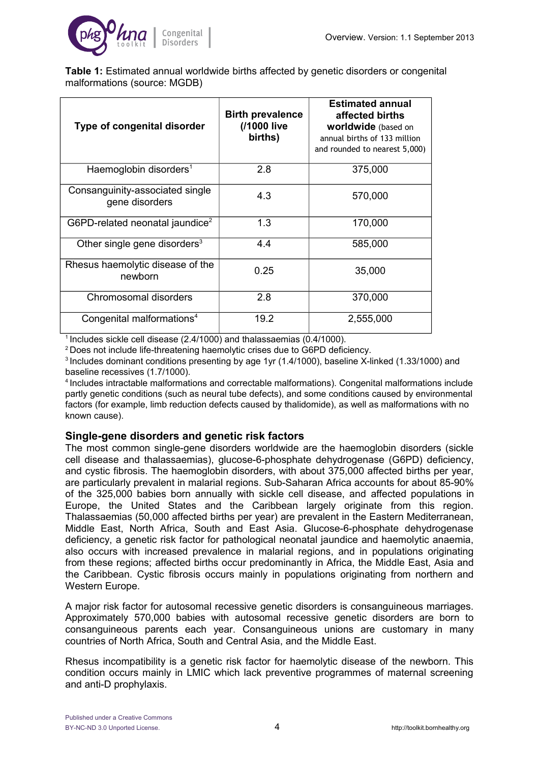**Table 1:** Estimated annual worldwide births affected by genetic disorders or congenital malformations (source: MGDB)

| Type of congenital disorder | Birth prevalence (/1000 live births) | Estimated annual affected births worldwide (based on annual births of 133 million and rounded to nearest 5,000) |
|---|---|---|
| Haemoglobin disorders[1] | 2.8 | 375,000 |
| Consanguinity-associated single gene disorders | 4.3 | 570,000 |
| G6PD-related neonatal jaundice[2] | 1.3 | 170,000 |
| Other single gene disorders[3] | 4.4 | 585,000 |
| Rhesus haemolytic disease of the newborn | 0.25 | 35,000 |
| Chromosomal disorders | 2.8 | 370,000 |
| Congenital malformations[4] | 19.2 | 2,555,000 |

[1] Includes sickle cell disease (2.4/1000) and thalassaemias (0.4/1000).
[2] Does not include life-threatening haemolytic crises due to G6PD deficiency.
[3] Includes dominant conditions presenting by age 1yr (1.4/1000), baseline X-linked (1.33/1000) and baseline recessives (1.7/1000).
[4] Includes intractable malformations and correctable malformations). Congenital malformations include partly genetic conditions (such as neural tube defects), and some conditions caused by environmental factors (for example, limb reduction defects caused by thalidomide), as well as malformations with no known cause).

## Single-gene disorders and genetic risk factors

The most common single-gene disorders worldwide are the haemoglobin disorders (sickle cell disease and thalassaemias), glucose-6-phosphate dehydrogenase (G6PD) deficiency, and cystic fibrosis. The haemoglobin disorders, with about 375,000 affected births per year, are particularly prevalent in malarial regions. Sub-Saharan Africa accounts for about 85-90% of the 325,000 babies born annually with sickle cell disease, and affected populations in Europe, the United States and the Caribbean largely originate from this region. Thalassaemias (50,000 affected births per year) are prevalent in the Eastern Mediterranean, Middle East, North Africa, South and East Asia. Glucose-6-phosphate dehydrogenase deficiency, a genetic risk factor for pathological neonatal jaundice and haemolytic anaemia, also occurs with increased prevalence in malarial regions, and in populations originating from these regions; affected births occur predominantly in Africa, the Middle East, Asia and the Caribbean. Cystic fibrosis occurs mainly in populations originating from northern and Western Europe.

A major risk factor for autosomal recessive genetic disorders is consanguineous marriages. Approximately 570,000 babies with autosomal recessive genetic disorders are born to consanguineous parents each year. Consanguineous unions are customary in many countries of North Africa, South and Central Asia, and the Middle East.

Rhesus incompatibility is a genetic risk factor for haemolytic disease of the newborn. This condition occurs mainly in LMIC which lack preventive programmes of maternal screening and anti-D prophylaxis.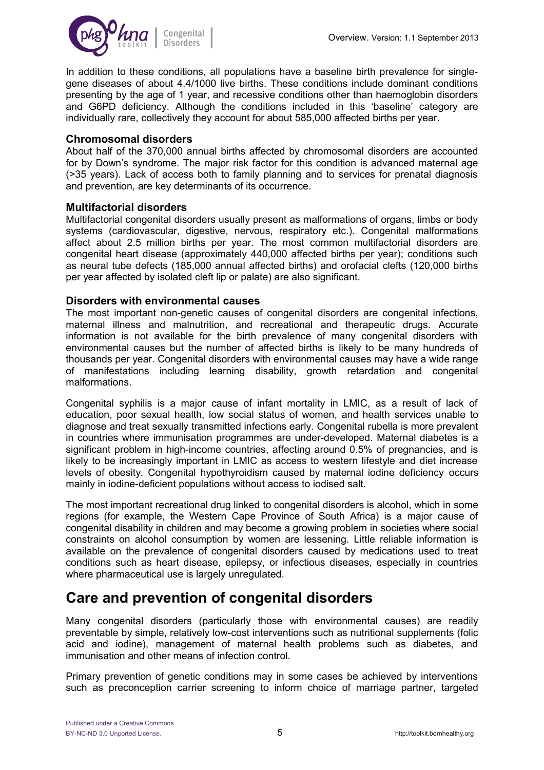In addition to these conditions, all populations have a baseline birth prevalence for single-gene diseases of about 4.4/1000 live births. These conditions include dominant conditions presenting by the age of 1 year, and recessive conditions other than haemoglobin disorders and G6PD deficiency. Although the conditions included in this 'baseline' category are individually rare, collectively they account for about 585,000 affected births per year.

### Chromosomal disorders

About half of the 370,000 annual births affected by chromosomal disorders are accounted for by Down's syndrome. The major risk factor for this condition is advanced maternal age (>35 years). Lack of access both to family planning and to services for prenatal diagnosis and prevention, are key determinants of its occurrence.

### Multifactorial disorders

Multifactorial congenital disorders usually present as malformations of organs, limbs or body systems (cardiovascular, digestive, nervous, respiratory etc.). Congenital malformations affect about 2.5 million births per year. The most common multifactorial disorders are congenital heart disease (approximately 440,000 affected births per year); conditions such as neural tube defects (185,000 annual affected births) and orofacial clefts (120,000 births per year affected by isolated cleft lip or palate) are also significant.

### Disorders with environmental causes

The most important non-genetic causes of congenital disorders are congenital infections, maternal illness and malnutrition, and recreational and therapeutic drugs. Accurate information is not available for the birth prevalence of many congenital disorders with environmental causes but the number of affected births is likely to be many hundreds of thousands per year. Congenital disorders with environmental causes may have a wide range of manifestations including learning disability, growth retardation and congenital malformations.

Congenital syphilis is a major cause of infant mortality in LMIC, as a result of lack of education, poor sexual health, low social status of women, and health services unable to diagnose and treat sexually transmitted infections early. Congenital rubella is more prevalent in countries where immunisation programmes are under-developed. Maternal diabetes is a significant problem in high-income countries, affecting around 0.5% of pregnancies, and is likely to be increasingly important in LMIC as access to western lifestyle and diet increase levels of obesity. Congenital hypothyroidism caused by maternal iodine deficiency occurs mainly in iodine-deficient populations without access to iodised salt.

The most important recreational drug linked to congenital disorders is alcohol, which in some regions (for example, the Western Cape Province of South Africa) is a major cause of congenital disability in children and may become a growing problem in societies where social constraints on alcohol consumption by women are lessening. Little reliable information is available on the prevalence of congenital disorders caused by medications used to treat conditions such as heart disease, epilepsy, or infectious diseases, especially in countries where pharmaceutical use is largely unregulated.

## Care and prevention of congenital disorders

Many congenital disorders (particularly those with environmental causes) are readily preventable by simple, relatively low-cost interventions such as nutritional supplements (folic acid and iodine), management of maternal health problems such as diabetes, and immunisation and other means of infection control.

Primary prevention of genetic conditions may in some cases be achieved by interventions such as preconception carrier screening to inform choice of marriage partner, targeted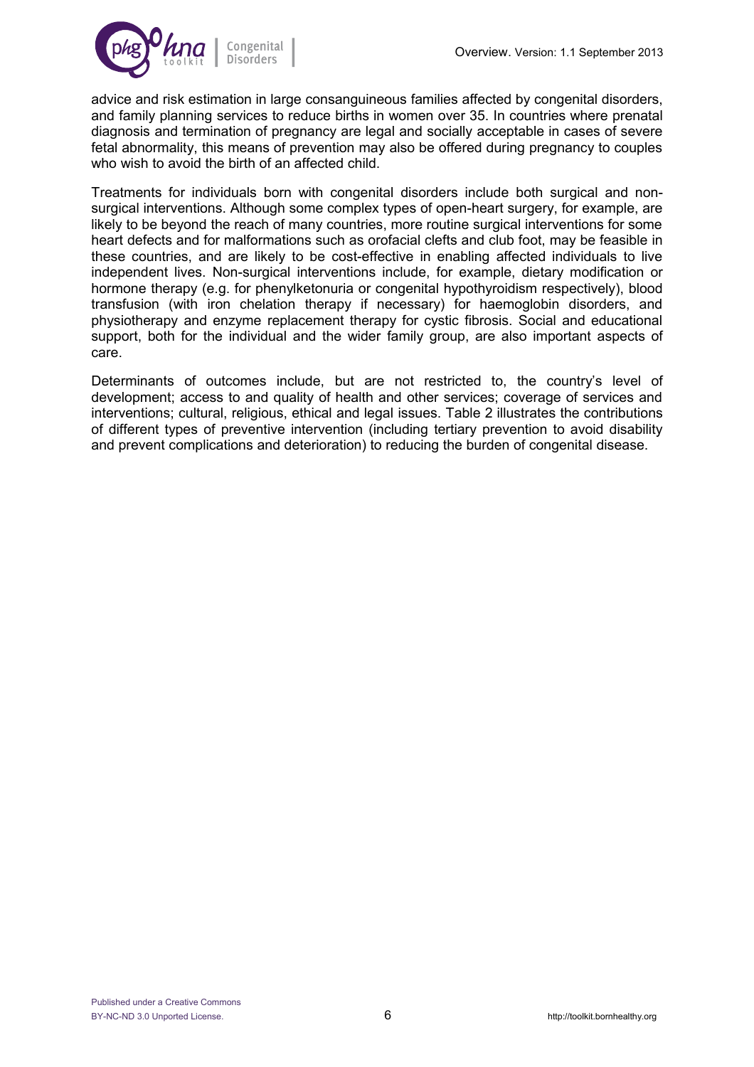advice and risk estimation in large consanguineous families affected by congenital disorders, and family planning services to reduce births in women over 35. In countries where prenatal diagnosis and termination of pregnancy are legal and socially acceptable in cases of severe fetal abnormality, this means of prevention may also be offered during pregnancy to couples who wish to avoid the birth of an affected child.

Treatments for individuals born with congenital disorders include both surgical and non-surgical interventions. Although some complex types of open-heart surgery, for example, are likely to be beyond the reach of many countries, more routine surgical interventions for some heart defects and for malformations such as orofacial clefts and club foot, may be feasible in these countries, and are likely to be cost-effective in enabling affected individuals to live independent lives. Non-surgical interventions include, for example, dietary modification or hormone therapy (e.g. for phenylketonuria or congenital hypothyroidism respectively), blood transfusion (with iron chelation therapy if necessary) for haemoglobin disorders, and physiotherapy and enzyme replacement therapy for cystic fibrosis. Social and educational support, both for the individual and the wider family group, are also important aspects of care.

Determinants of outcomes include, but are not restricted to, the country's level of development; access to and quality of health and other services; coverage of services and interventions; cultural, religious, ethical and legal issues. Table 2 illustrates the contributions of different types of preventive intervention (including tertiary prevention to avoid disability and prevent complications and deterioration) to reducing the burden of congenital disease.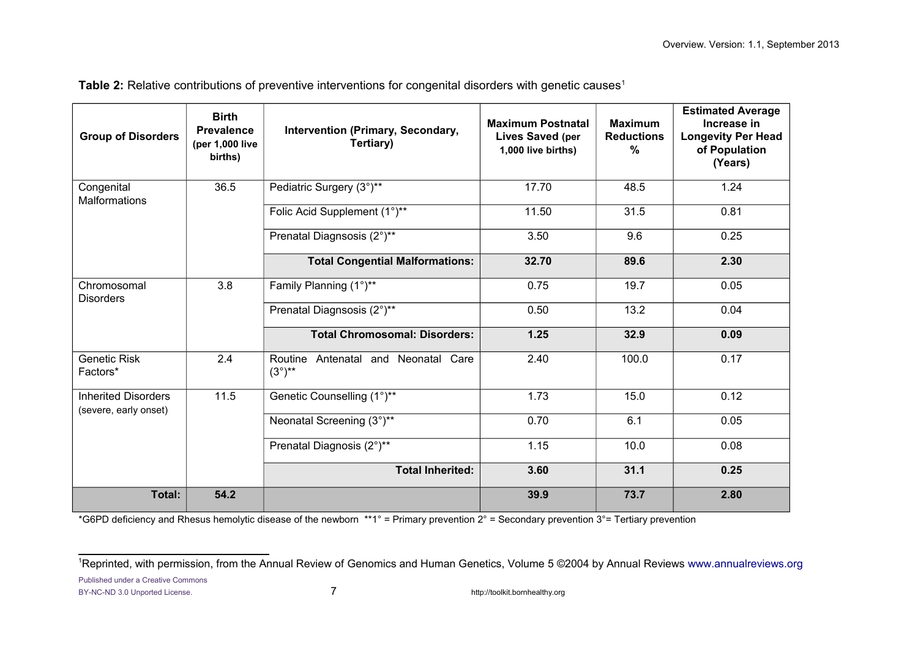**Table 2:** Relative contributions of preventive interventions for congenital disorders with genetic causes[1]

| Group of Disorders | Birth Prevalence (per 1,000 live births) | Intervention (Primary, Secondary, Tertiary) | Maximum Postnatal Lives Saved (per 1,000 live births) | Maximum Reductions % | Estimated Average Increase in Longevity Per Head of Population (Years) |
|---|---|---|---|---|---|
| Congenital Malformations | 36.5 | Pediatric Surgery (3°)** | 17.70 | 48.5 | 1.24 |
| | | Folic Acid Supplement (1°)** | 11.50 | 31.5 | 0.81 |
| | | Prenatal Diagnsosis (2°)** | 3.50 | 9.6 | 0.25 |
| | | **Total Congential Malformations:** | **32.70** | **89.6** | **2.30** |
| Chromosomal Disorders | 3.8 | Family Planning (1°)** | 0.75 | 19.7 | 0.05 |
| | | Prenatal Diagnsosis (2°)** | 0.50 | 13.2 | 0.04 |
| | | **Total Chromosomal: Disorders:** | **1.25** | **32.9** | **0.09** |
| Genetic Risk Factors* | 2.4 | Routine Antenatal and Neonatal Care (3°)** | 2.40 | 100.0 | 0.17 |
| Inherited Disorders (severe, early onset) | 11.5 | Genetic Counselling (1°)** | 1.73 | 15.0 | 0.12 |
| | | Neonatal Screening (3°)** | 0.70 | 6.1 | 0.05 |
| | | Prenatal Diagnosis (2°)** | 1.15 | 10.0 | 0.08 |
| | | **Total Inherited:** | **3.60** | **31.1** | **0.25** |
| **Total:** | **54.2** | | **39.9** | **73.7** | **2.80** |

*G6PD deficiency and Rhesus hemolytic disease of the newborn **1° = Primary prevention 2° = Secondary prevention 3°= Tertiary prevention

[1]Reprinted, with permission, from the Annual Review of Genomics and Human Genetics, Volume 5 ©2004 by Annual Reviews www.annualreviews.org

Published under a Creative Commons BY-NC-ND 3.0 Unported License.

http://toolkit.bornhealthy.org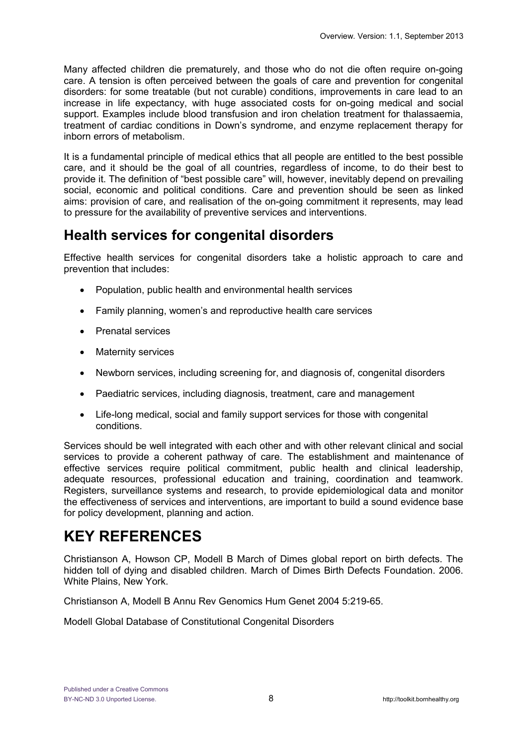Many affected children die prematurely, and those who do not die often require on-going care. A tension is often perceived between the goals of care and prevention for congenital disorders: for some treatable (but not curable) conditions, improvements in care lead to an increase in life expectancy, with huge associated costs for on-going medical and social support. Examples include blood transfusion and iron chelation treatment for thalassaemia, treatment of cardiac conditions in Down's syndrome, and enzyme replacement therapy for inborn errors of metabolism.

It is a fundamental principle of medical ethics that all people are entitled to the best possible care, and it should be the goal of all countries, regardless of income, to do their best to provide it. The definition of "best possible care" will, however, inevitably depend on prevailing social, economic and political conditions. Care and prevention should be seen as linked aims: provision of care, and realisation of the on-going commitment it represents, may lead to pressure for the availability of preventive services and interventions.

## Health services for congenital disorders

Effective health services for congenital disorders take a holistic approach to care and prevention that includes:

- Population, public health and environmental health services
- Family planning, women's and reproductive health care services
- Prenatal services
- Maternity services
- Newborn services, including screening for, and diagnosis of, congenital disorders
- Paediatric services, including diagnosis, treatment, care and management
- Life-long medical, social and family support services for those with congenital conditions.

Services should be well integrated with each other and with other relevant clinical and social services to provide a coherent pathway of care. The establishment and maintenance of effective services require political commitment, public health and clinical leadership, adequate resources, professional education and training, coordination and teamwork. Registers, surveillance systems and research, to provide epidemiological data and monitor the effectiveness of services and interventions, are important to build a sound evidence base for policy development, planning and action.

# KEY REFERENCES

Christianson A, Howson CP, Modell B March of Dimes global report on birth defects. The hidden toll of dying and disabled children. March of Dimes Birth Defects Foundation. 2006. White Plains, New York.

Christianson A, Modell B Annu Rev Genomics Hum Genet 2004 5:219-65.

Modell Global Database of Constitutional Congenital Disorders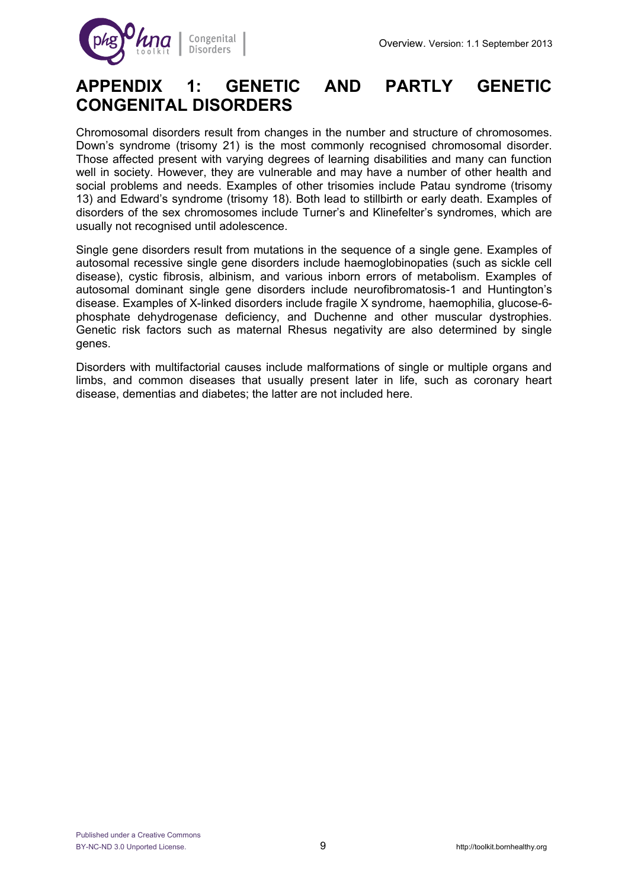# APPENDIX 1: GENETIC AND PARTLY GENETIC CONGENITAL DISORDERS

Chromosomal disorders result from changes in the number and structure of chromosomes. Down's syndrome (trisomy 21) is the most commonly recognised chromosomal disorder. Those affected present with varying degrees of learning disabilities and many can function well in society. However, they are vulnerable and may have a number of other health and social problems and needs. Examples of other trisomies include Patau syndrome (trisomy 13) and Edward's syndrome (trisomy 18). Both lead to stillbirth or early death. Examples of disorders of the sex chromosomes include Turner's and Klinefelter's syndromes, which are usually not recognised until adolescence.

Single gene disorders result from mutations in the sequence of a single gene. Examples of autosomal recessive single gene disorders include haemoglobinopaties (such as sickle cell disease), cystic fibrosis, albinism, and various inborn errors of metabolism. Examples of autosomal dominant single gene disorders include neurofibromatosis-1 and Huntington's disease. Examples of X-linked disorders include fragile X syndrome, haemophilia, glucose-6-phosphate dehydrogenase deficiency, and Duchenne and other muscular dystrophies. Genetic risk factors such as maternal Rhesus negativity are also determined by single genes.

Disorders with multifactorial causes include malformations of single or multiple organs and limbs, and common diseases that usually present later in life, such as coronary heart disease, dementias and diabetes; the latter are not included here.